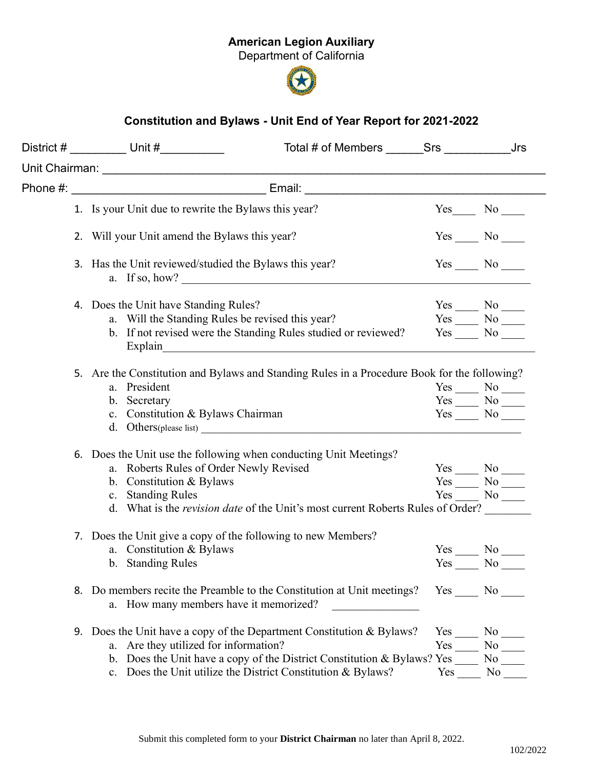**American Legion Auxiliary**
Department of California

## Constitution and Bylaws - Unit End of Year Report for 2021-2022

District # _________ Unit #__________ Total # of Members ______Srs __________Jrs

Unit Chairman: ______________________________________________________________

Phone #: ______________________________ Email: ______________________________

1. Is your Unit due to rewrite the Bylaws this year? Yes____ No ____
2. Will your Unit amend the Bylaws this year? Yes ____ No ____
3. Has the Unit reviewed/studied the Bylaws this year? Yes ____ No ____
   a. If so, how? ______________________________________________
4. Does the Unit have Standing Rules? Yes ____ No ____
   a. Will the Standing Rules be revised this year? Yes ____ No ____
   b. If not revised were the Standing Rules studied or reviewed? Yes ____ No ____
      Explain______________________________________________
5. Are the Constitution and Bylaws and Standing Rules in a Procedure Book for the following?
   a. President Yes ____ No ____
   b. Secretary Yes ____ No ____
   c. Constitution & Bylaws Chairman Yes ____ No ____
   d. Others(please list) ______________________________________________
6. Does the Unit use the following when conducting Unit Meetings?
   a. Roberts Rules of Order Newly Revised Yes ____ No ____
   b. Constitution & Bylaws Yes ____ No ____
   c. Standing Rules Yes ____ No ____
   d. What is the *revision date* of the Unit's most current Roberts Rules of Order? ________
7. Does the Unit give a copy of the following to new Members?
   a. Constitution & Bylaws Yes ____ No ____
   b. Standing Rules Yes ____ No ____
8. Do members recite the Preamble to the Constitution at Unit meetings? Yes ____ No ____
   a. How many members have it memorized? _______________
9. Does the Unit have a copy of the Department Constitution & Bylaws? Yes ____ No ____
   a. Are they utilized for information? Yes ____ No ____
   b. Does the Unit have a copy of the District Constitution & Bylaws? Yes ____ No ____
   c. Does the Unit utilize the District Constitution & Bylaws? Yes ____ No ____

Submit this completed form to your **District Chairman** no later than April 8, 2022.

102/2022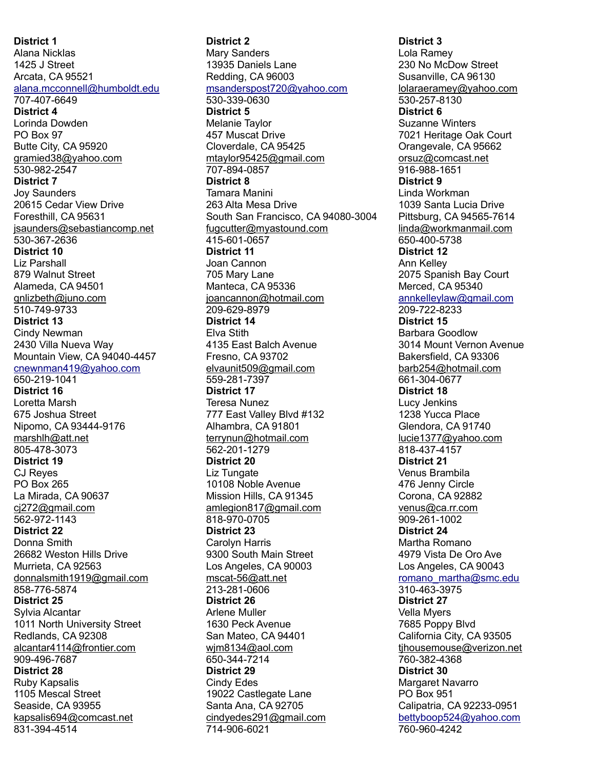**District 1**
Alana Nicklas
1425 J Street
Arcata, CA 95521
alana.mcconnell@humboldt.edu
707-407-6649

**District 2**
Mary Sanders
13935 Daniels Lane
Redding, CA 96003
msanderspost720@yahoo.com
530-339-0630

**District 3**
Lola Ramey
230 No McDow Street
Susanville, CA 96130
lolaraeramey@yahoo.com
530-257-8130

**District 4**
Lorinda Dowden
PO Box 97
Butte City, CA 95920
gramied38@yahoo.com
530-982-2547

**District 5**
Melanie Taylor
457 Muscat Drive
Cloverdale, CA 95425
mtaylor95425@gmail.com
707-894-0857

**District 6**
Suzanne Winters
7021 Heritage Oak Court
Orangevale, CA 95662
orsuz@comcast.net
916-988-1651

**District 7**
Joy Saunders
20615 Cedar View Drive
Foresthill, CA 95631
jsaunders@sebastiancomp.net
530-367-2636

**District 8**
Tamara Manini
263 Alta Mesa Drive
South San Francisco, CA 94080-3004
fugcutter@myastound.com
415-601-0657

**District 9**
Linda Workman
1039 Santa Lucia Drive
Pittsburg, CA 94565-7614
linda@workmanmail.com
650-400-5738

**District 10**
Liz Parshall
879 Walnut Street
Alameda, CA 94501
gnlizbeth@juno.com
510-749-9733

**District 11**
Joan Cannon
705 Mary Lane
Manteca, CA 95336
joancannon@hotmail.com
209-629-8979

**District 12**
Ann Kelley
2075 Spanish Bay Court
Merced, CA 95340
annkelleylaw@gmail.com
209-722-8233

**District 13**
Cindy Newman
2430 Villa Nueva Way
Mountain View, CA 94040-4457
cnewnman419@yahoo.com
650-219-1041

**District 14**
Elva Stith
4135 East Balch Avenue
Fresno, CA 93702
elvaunit509@gmail.com
559-281-7397

**District 15**
Barbara Goodlow
3014 Mount Vernon Avenue
Bakersfield, CA 93306
barb254@hotmail.com
661-304-0677

**District 16**
Loretta Marsh
675 Joshua Street
Nipomo, CA 93444-9176
marshlh@att.net
805-478-3073

**District 17**
Teresa Nunez
777 East Valley Blvd #132
Alhambra, CA 91801
terrynun@hotmail.com
562-201-1279

**District 18**
Lucy Jenkins
1238 Yucca Place
Glendora, CA 91740
lucie1377@yahoo.com
818-437-4157

**District 19**
CJ Reyes
PO Box 265
La Mirada, CA 90637
cj272@gmail.com
562-972-1143

**District 20**
Liz Tungate
10108 Noble Avenue
Mission Hills, CA 91345
amlegion817@gmail.com
818-970-0705

**District 21**
Venus Brambila
476 Jenny Circle
Corona, CA 92882
venus@ca.rr.com
909-261-1002

**District 22**
Donna Smith
26682 Weston Hills Drive
Murrieta, CA 92563
donnalsmith1919@gmail.com
858-776-5874

**District 23**
Carolyn Harris
9300 South Main Street
Los Angeles, CA 90003
mscat-56@att.net
213-281-0606

**District 24**
Martha Romano
4979 Vista De Oro Ave
Los Angeles, CA 90043
romano_martha@smc.edu
310-463-3975

**District 25**
Sylvia Alcantar
1011 North University Street
Redlands, CA 92308
alcantar4114@frontier.com
909-496-7687

**District 26**
Arlene Muller
1630 Peck Avenue
San Mateo, CA 94401
wjm8134@aol.com
650-344-7214

**District 27**
Vella Myers
7685 Poppy Blvd
California City, CA 93505
tjhousemouse@verizon.net
760-382-4368

**District 28**
Ruby Kapsalis
1105 Mescal Street
Seaside, CA 93955
kapsalis694@comcast.net
831-394-4514

**District 29**
Cindy Edes
19022 Castlegate Lane
Santa Ana, CA 92705
cindyedes291@gmail.com
714-906-6021

**District 30**
Margaret Navarro
PO Box 951
Calipatria, CA 92233-0951
bettyboop524@yahoo.com
760-960-4242